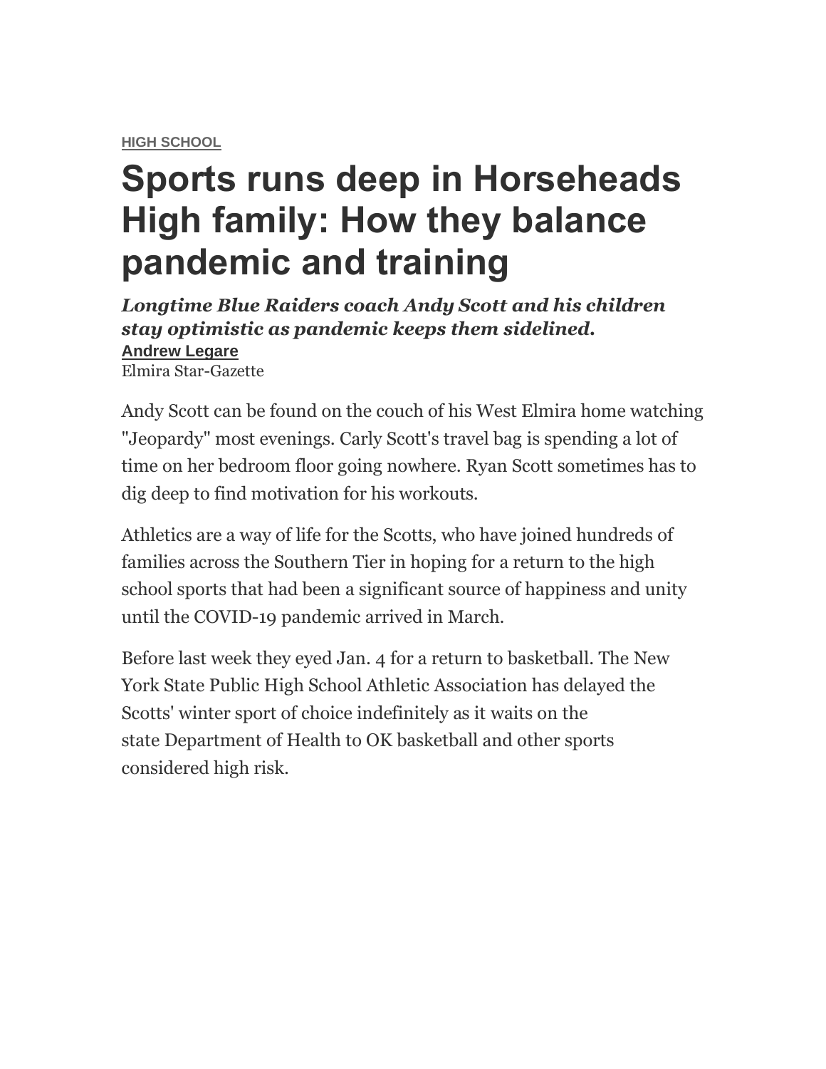HIGH SCHOOL

# Sports runs deep in Horseheads High family: How they balance pandemic and training

***Longtime Blue Raiders coach Andy Scott and his children stay optimistic as pandemic keeps them sidelined.***

**Andrew Legare**

Elmira Star-Gazette

Andy Scott can be found on the couch of his West Elmira home watching "Jeopardy" most evenings. Carly Scott's travel bag is spending a lot of time on her bedroom floor going nowhere. Ryan Scott sometimes has to dig deep to find motivation for his workouts.

Athletics are a way of life for the Scotts, who have joined hundreds of families across the Southern Tier in hoping for a return to the high school sports that had been a significant source of happiness and unity until the COVID-19 pandemic arrived in March.

Before last week they eyed Jan. 4 for a return to basketball. The New York State Public High School Athletic Association has delayed the Scotts' winter sport of choice indefinitely as it waits on the state Department of Health to OK basketball and other sports considered high risk.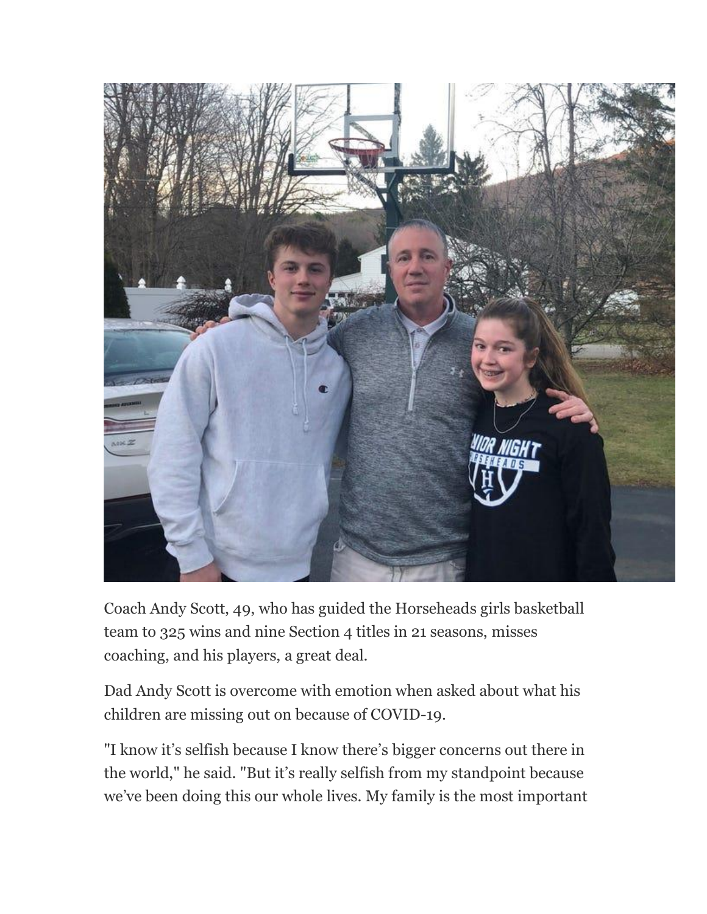Coach Andy Scott, 49, who has guided the Horseheads girls basketball team to 325 wins and nine Section 4 titles in 21 seasons, misses coaching, and his players, a great deal.

Dad Andy Scott is overcome with emotion when asked about what his children are missing out on because of COVID-19.

"I know it's selfish because I know there's bigger concerns out there in the world," he said. "But it's really selfish from my standpoint because we've been doing this our whole lives. My family is the most important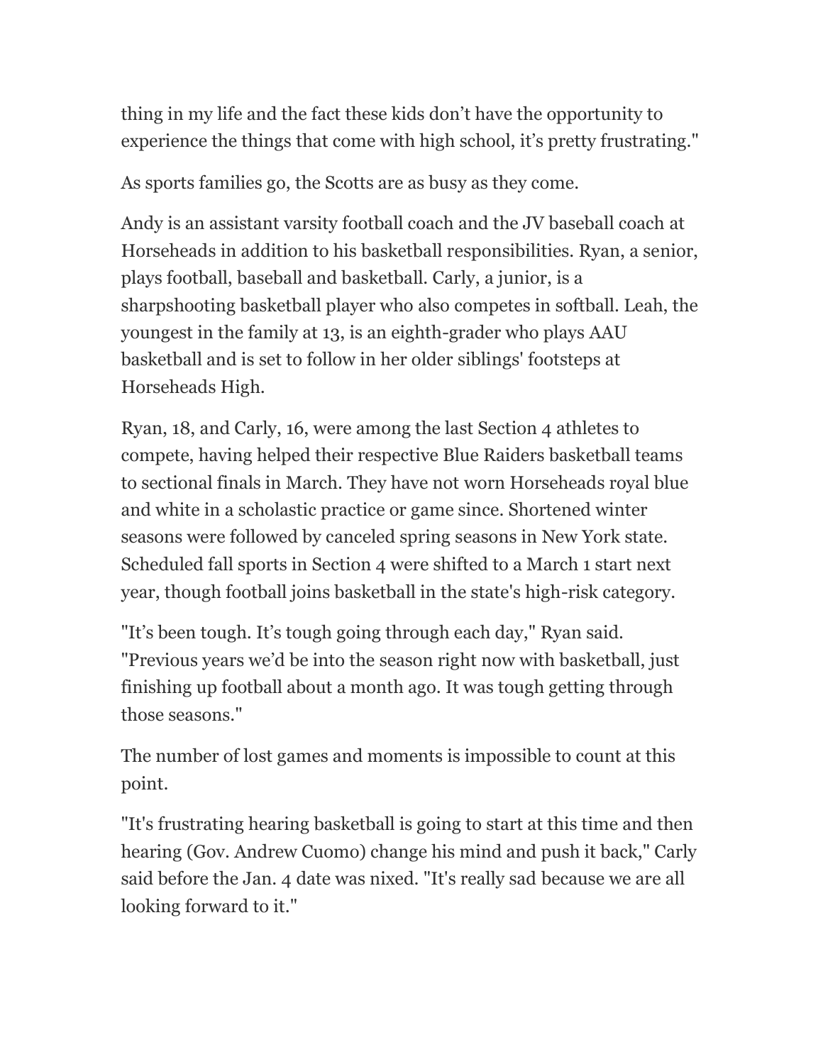thing in my life and the fact these kids don't have the opportunity to experience the things that come with high school, it's pretty frustrating."

As sports families go, the Scotts are as busy as they come.

Andy is an assistant varsity football coach and the JV baseball coach at Horseheads in addition to his basketball responsibilities. Ryan, a senior, plays football, baseball and basketball. Carly, a junior, is a sharpshooting basketball player who also competes in softball. Leah, the youngest in the family at 13, is an eighth-grader who plays AAU basketball and is set to follow in her older siblings' footsteps at Horseheads High.

Ryan, 18, and Carly, 16, were among the last Section 4 athletes to compete, having helped their respective Blue Raiders basketball teams to sectional finals in March. They have not worn Horseheads royal blue and white in a scholastic practice or game since. Shortened winter seasons were followed by canceled spring seasons in New York state. Scheduled fall sports in Section 4 were shifted to a March 1 start next year, though football joins basketball in the state's high-risk category.

"It's been tough. It's tough going through each day," Ryan said. "Previous years we'd be into the season right now with basketball, just finishing up football about a month ago. It was tough getting through those seasons."

The number of lost games and moments is impossible to count at this point.

"It's frustrating hearing basketball is going to start at this time and then hearing (Gov. Andrew Cuomo) change his mind and push it back," Carly said before the Jan. 4 date was nixed. "It's really sad because we are all looking forward to it."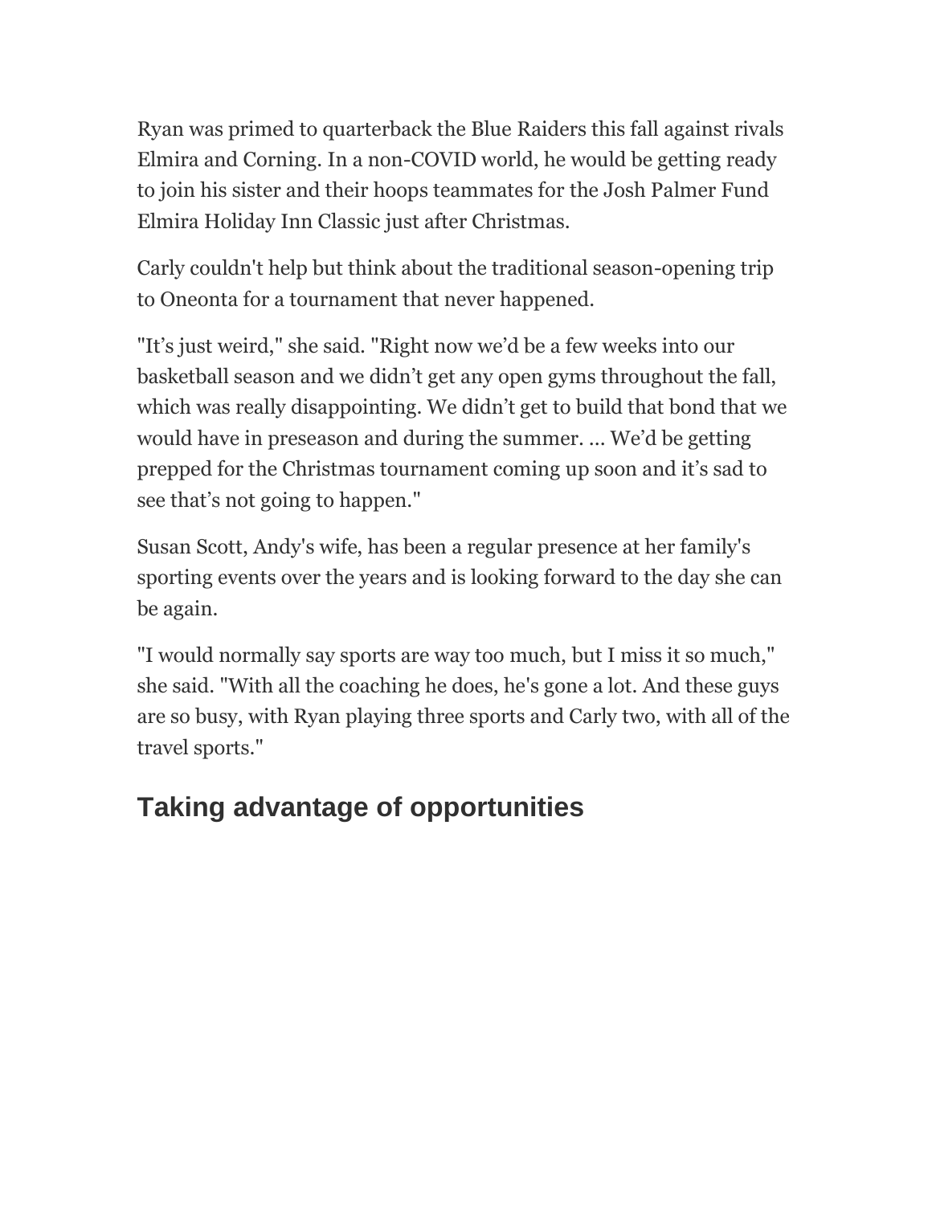Ryan was primed to quarterback the Blue Raiders this fall against rivals Elmira and Corning. In a non-COVID world, he would be getting ready to join his sister and their hoops teammates for the Josh Palmer Fund Elmira Holiday Inn Classic just after Christmas.

Carly couldn't help but think about the traditional season-opening trip to Oneonta for a tournament that never happened.

"It's just weird," she said. "Right now we'd be a few weeks into our basketball season and we didn't get any open gyms throughout the fall, which was really disappointing. We didn't get to build that bond that we would have in preseason and during the summer. ... We'd be getting prepped for the Christmas tournament coming up soon and it's sad to see that's not going to happen."

Susan Scott, Andy's wife, has been a regular presence at her family's sporting events over the years and is looking forward to the day she can be again.

"I would normally say sports are way too much, but I miss it so much," she said. "With all the coaching he does, he's gone a lot. And these guys are so busy, with Ryan playing three sports and Carly two, with all of the travel sports."

## Taking advantage of opportunities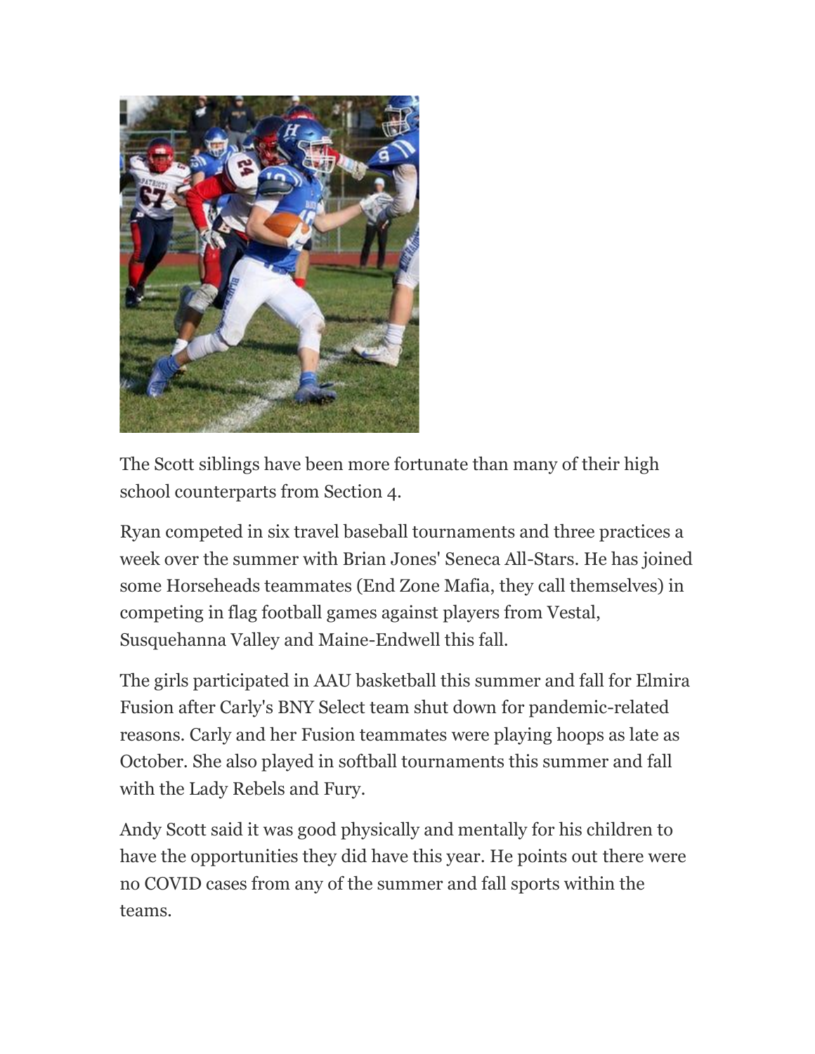The Scott siblings have been more fortunate than many of their high school counterparts from Section 4.

Ryan competed in six travel baseball tournaments and three practices a week over the summer with Brian Jones' Seneca All-Stars. He has joined some Horseheads teammates (End Zone Mafia, they call themselves) in competing in flag football games against players from Vestal, Susquehanna Valley and Maine-Endwell this fall.

The girls participated in AAU basketball this summer and fall for Elmira Fusion after Carly's BNY Select team shut down for pandemic-related reasons. Carly and her Fusion teammates were playing hoops as late as October. She also played in softball tournaments this summer and fall with the Lady Rebels and Fury.

Andy Scott said it was good physically and mentally for his children to have the opportunities they did have this year. He points out there were no COVID cases from any of the summer and fall sports within the teams.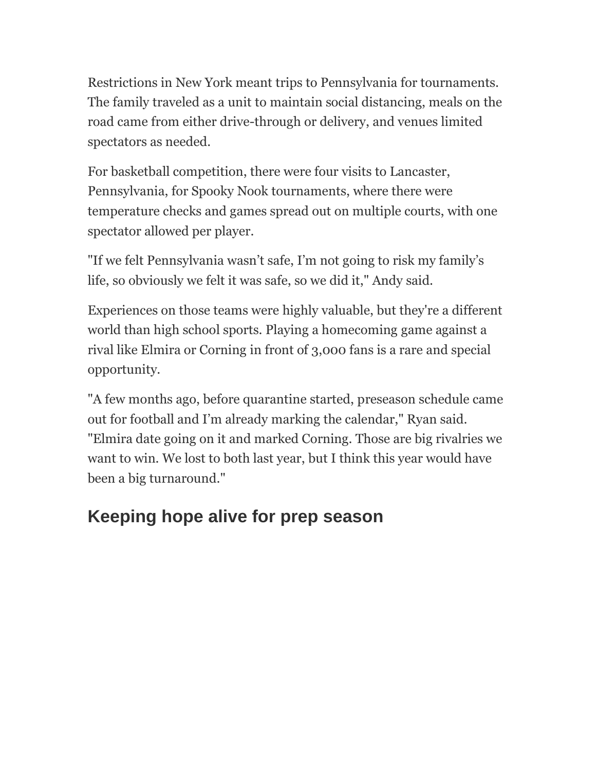Restrictions in New York meant trips to Pennsylvania for tournaments. The family traveled as a unit to maintain social distancing, meals on the road came from either drive-through or delivery, and venues limited spectators as needed.

For basketball competition, there were four visits to Lancaster, Pennsylvania, for Spooky Nook tournaments, where there were temperature checks and games spread out on multiple courts, with one spectator allowed per player.

"If we felt Pennsylvania wasn't safe, I'm not going to risk my family's life, so obviously we felt it was safe, so we did it," Andy said.

Experiences on those teams were highly valuable, but they're a different world than high school sports. Playing a homecoming game against a rival like Elmira or Corning in front of 3,000 fans is a rare and special opportunity.

"A few months ago, before quarantine started, preseason schedule came out for football and I'm already marking the calendar," Ryan said. "Elmira date going on it and marked Corning. Those are big rivalries we want to win. We lost to both last year, but I think this year would have been a big turnaround."

## Keeping hope alive for prep season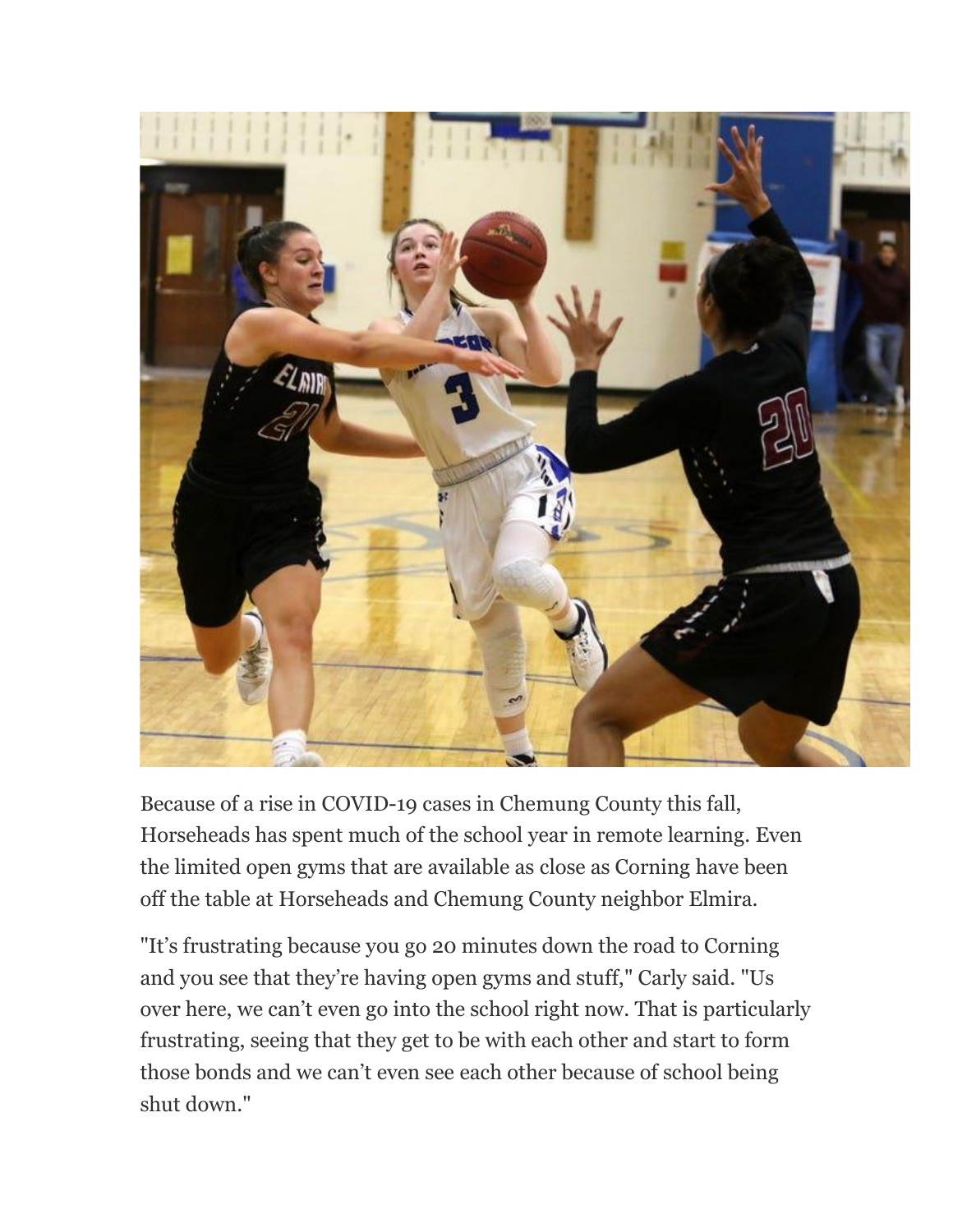Because of a rise in COVID-19 cases in Chemung County this fall, Horseheads has spent much of the school year in remote learning. Even the limited open gyms that are available as close as Corning have been off the table at Horseheads and Chemung County neighbor Elmira.

"It's frustrating because you go 20 minutes down the road to Corning and you see that they're having open gyms and stuff," Carly said. "Us over here, we can't even go into the school right now. That is particularly frustrating, seeing that they get to be with each other and start to form those bonds and we can't even see each other because of school being shut down."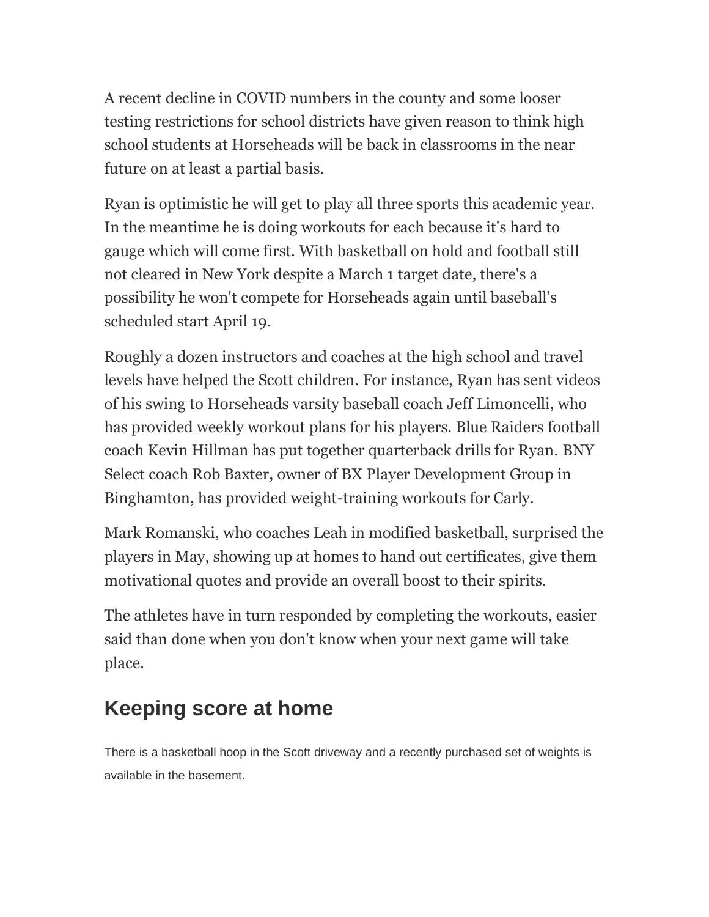A recent decline in COVID numbers in the county and some looser testing restrictions for school districts have given reason to think high school students at Horseheads will be back in classrooms in the near future on at least a partial basis.

Ryan is optimistic he will get to play all three sports this academic year. In the meantime he is doing workouts for each because it's hard to gauge which will come first. With basketball on hold and football still not cleared in New York despite a March 1 target date, there's a possibility he won't compete for Horseheads again until baseball's scheduled start April 19.

Roughly a dozen instructors and coaches at the high school and travel levels have helped the Scott children. For instance, Ryan has sent videos of his swing to Horseheads varsity baseball coach Jeff Limoncelli, who has provided weekly workout plans for his players. Blue Raiders football coach Kevin Hillman has put together quarterback drills for Ryan. BNY Select coach Rob Baxter, owner of BX Player Development Group in Binghamton, has provided weight-training workouts for Carly.

Mark Romanski, who coaches Leah in modified basketball, surprised the players in May, showing up at homes to hand out certificates, give them motivational quotes and provide an overall boost to their spirits.

The athletes have in turn responded by completing the workouts, easier said than done when you don't know when your next game will take place.

## Keeping score at home

There is a basketball hoop in the Scott driveway and a recently purchased set of weights is available in the basement.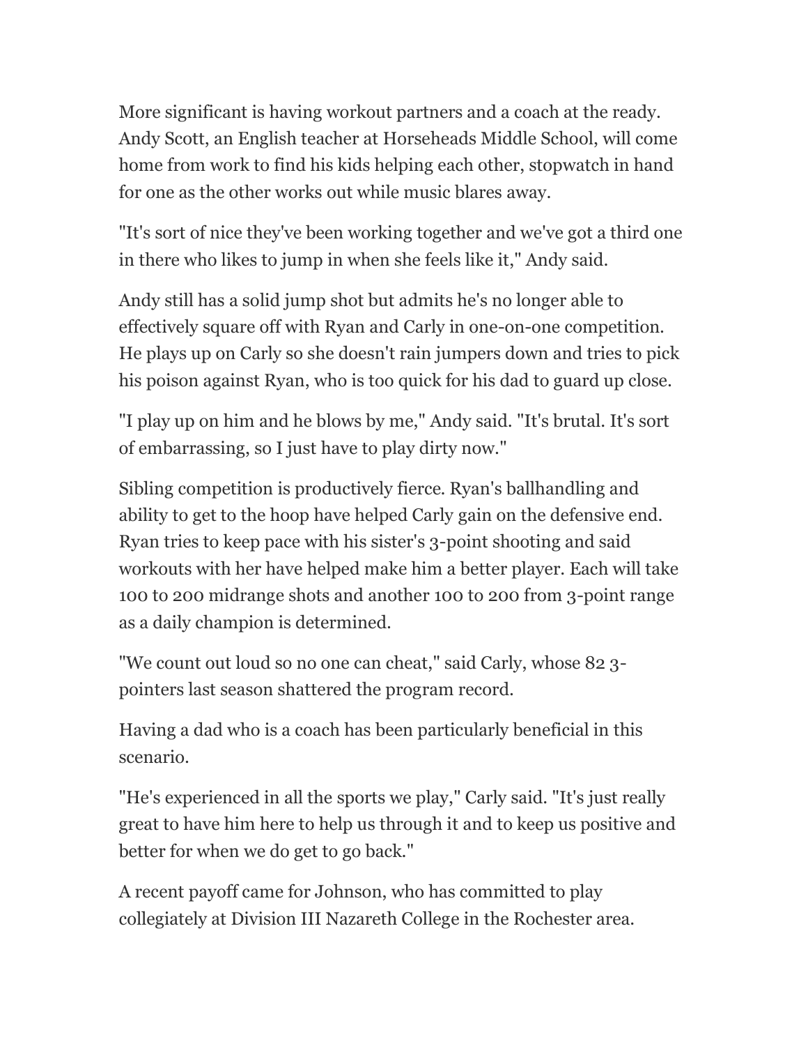More significant is having workout partners and a coach at the ready. Andy Scott, an English teacher at Horseheads Middle School, will come home from work to find his kids helping each other, stopwatch in hand for one as the other works out while music blares away.

"It's sort of nice they've been working together and we've got a third one in there who likes to jump in when she feels like it," Andy said.

Andy still has a solid jump shot but admits he's no longer able to effectively square off with Ryan and Carly in one-on-one competition. He plays up on Carly so she doesn't rain jumpers down and tries to pick his poison against Ryan, who is too quick for his dad to guard up close.

"I play up on him and he blows by me," Andy said. "It's brutal. It's sort of embarrassing, so I just have to play dirty now."

Sibling competition is productively fierce. Ryan's ballhandling and ability to get to the hoop have helped Carly gain on the defensive end. Ryan tries to keep pace with his sister's 3-point shooting and said workouts with her have helped make him a better player. Each will take 100 to 200 midrange shots and another 100 to 200 from 3-point range as a daily champion is determined.

"We count out loud so no one can cheat," said Carly, whose 82 3-pointers last season shattered the program record.

Having a dad who is a coach has been particularly beneficial in this scenario.

"He's experienced in all the sports we play," Carly said. "It's just really great to have him here to help us through it and to keep us positive and better for when we do get to go back."

A recent payoff came for Johnson, who has committed to play collegiately at Division III Nazareth College in the Rochester area.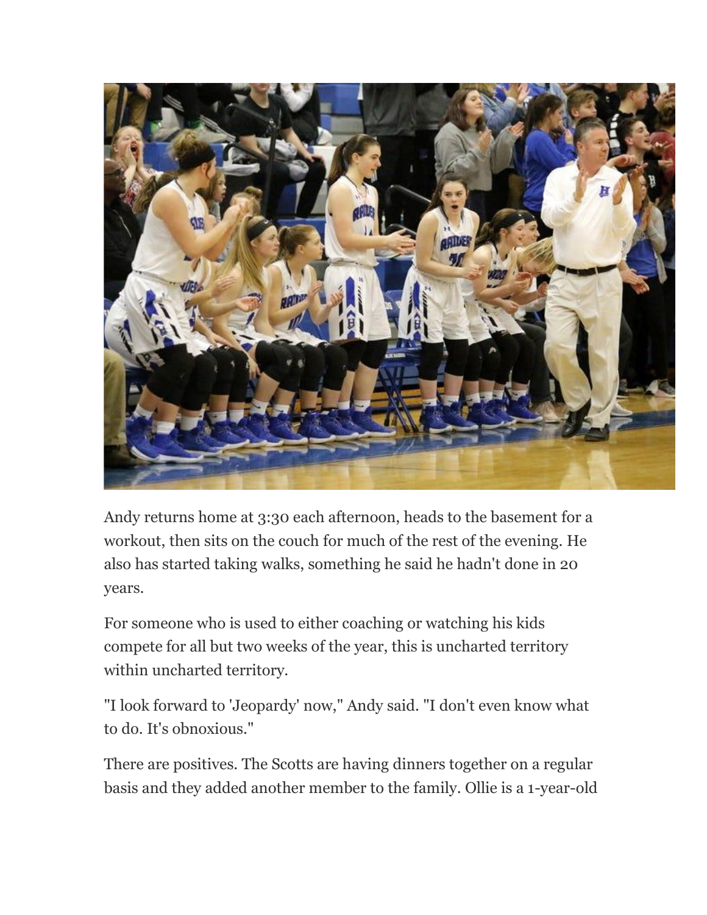Andy returns home at 3:30 each afternoon, heads to the basement for a workout, then sits on the couch for much of the rest of the evening. He also has started taking walks, something he said he hadn't done in 20 years.

For someone who is used to either coaching or watching his kids compete for all but two weeks of the year, this is uncharted territory within uncharted territory.

"I look forward to 'Jeopardy' now," Andy said. "I don't even know what to do. It's obnoxious."

There are positives. The Scotts are having dinners together on a regular basis and they added another member to the family. Ollie is a 1-year-old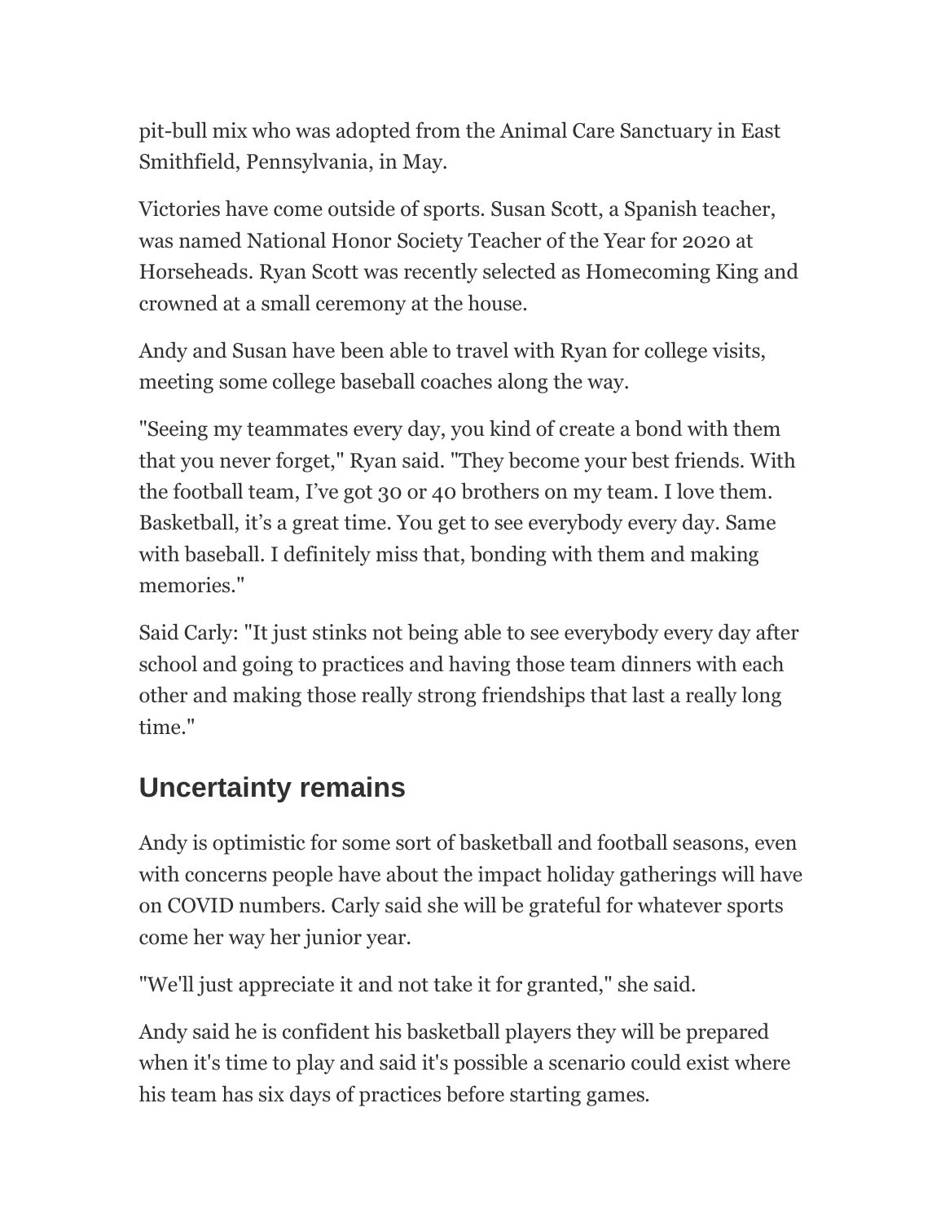pit-bull mix who was adopted from the Animal Care Sanctuary in East Smithfield, Pennsylvania, in May.

Victories have come outside of sports. Susan Scott, a Spanish teacher, was named National Honor Society Teacher of the Year for 2020 at Horseheads. Ryan Scott was recently selected as Homecoming King and crowned at a small ceremony at the house.

Andy and Susan have been able to travel with Ryan for college visits, meeting some college baseball coaches along the way.

"Seeing my teammates every day, you kind of create a bond with them that you never forget," Ryan said. "They become your best friends. With the football team, I've got 30 or 40 brothers on my team. I love them. Basketball, it's a great time. You get to see everybody every day. Same with baseball. I definitely miss that, bonding with them and making memories."

Said Carly: "It just stinks not being able to see everybody every day after school and going to practices and having those team dinners with each other and making those really strong friendships that last a really long time."

## Uncertainty remains

Andy is optimistic for some sort of basketball and football seasons, even with concerns people have about the impact holiday gatherings will have on COVID numbers. Carly said she will be grateful for whatever sports come her way her junior year.

"We'll just appreciate it and not take it for granted," she said.

Andy said he is confident his basketball players they will be prepared when it's time to play and said it's possible a scenario could exist where his team has six days of practices before starting games.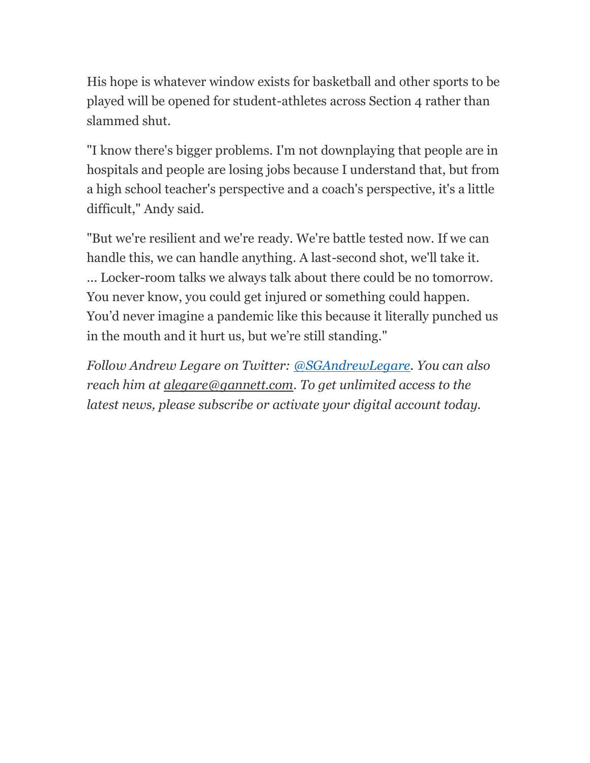His hope is whatever window exists for basketball and other sports to be played will be opened for student-athletes across Section 4 rather than slammed shut.

"I know there's bigger problems. I'm not downplaying that people are in hospitals and people are losing jobs because I understand that, but from a high school teacher's perspective and a coach's perspective, it's a little difficult," Andy said.

"But we're resilient and we're ready. We're battle tested now. If we can handle this, we can handle anything. A last-second shot, we'll take it. ... Locker-room talks we always talk about there could be no tomorrow. You never know, you could get injured or something could happen. You'd never imagine a pandemic like this because it literally punched us in the mouth and it hurt us, but we're still standing."

*Follow Andrew Legare on Twitter: [@SGAndrewLegare](https://twitter.com/SGAndrewLegare). You can also reach him at alegare@gannett.com. To get unlimited access to the latest news, please subscribe or activate your digital account today.*